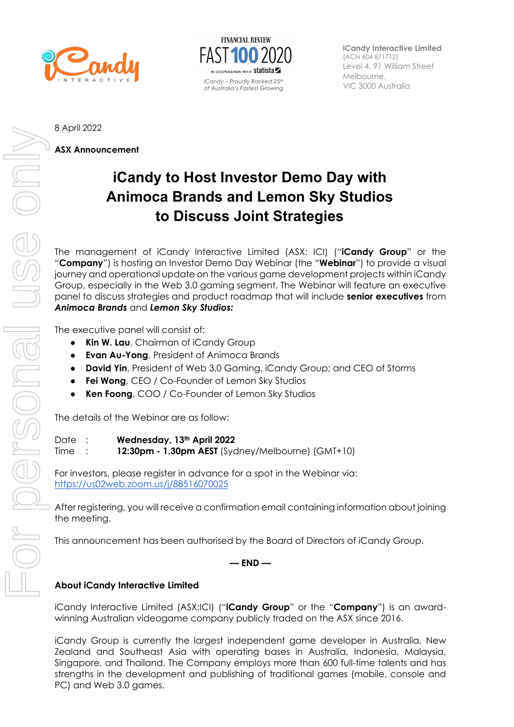iCandy Interactive Limited
(ACN 604 871712)
Level 4, 91 William Street
Melbourne,
VIC 3000 Australia

FINANCIAL REVIEW FAST 100 2020 in cooperation with statista

*iCandy – Proudly Ranked 25th of Australia's Fastest Growing*

8 April 2022

**ASX Announcement**

# iCandy to Host Investor Demo Day with Animoca Brands and Lemon Sky Studios to Discuss Joint Strategies

The management of iCandy Interactive Limited (ASX: ICI) ("**iCandy Group**" or the "**Company**") is hosting an Investor Demo Day Webinar (the "**Webinar**") to provide a visual journey and operational update on the various game development projects within iCandy Group, especially in the Web 3.0 gaming segment. The Webinar will feature an executive panel to discuss strategies and product roadmap that will include **senior executives** from ***Animoca Brands*** and ***Lemon Sky Studios:***

The executive panel will consist of:

- **Kin W. Lau**, Chairman of iCandy Group
- **Evan Au-Yong**, President of Animoca Brands
- **David Yin**, President of Web 3.0 Gaming, iCandy Group; and CEO of Storms
- **Fei Wong**, CEO / Co-Founder of Lemon Sky Studios
- **Ken Foong**, COO / Co-Founder of Lemon Sky Studios

The details of the Webinar are as follow:

Date : **Wednesday, 13th April 2022**
Time : **12:30pm - 1.30pm AEST** (Sydney/Melbourne) (GMT+10)

For investors, please register in advance for a spot in the Webinar via:
https://us02web.zoom.us/j/88516070025

After registering, you will receive a confirmation email containing information about joining the meeting.

This announcement has been authorised by the Board of Directors of iCandy Group.

**— END —**

**About iCandy Interactive Limited**

iCandy Interactive Limited (ASX:ICI) ("**iCandy Group**" or the "**Company**") is an award-winning Australian videogame company publicly traded on the ASX since 2016.

iCandy Group is currently the largest independent game developer in Australia, New Zealand and Southeast Asia with operating bases in Australia, Indonesia, Malaysia, Singapore, and Thailand. The Company employs more than 600 full-time talents and has strengths in the development and publishing of traditional games (mobile, console and PC) and Web 3.0 games.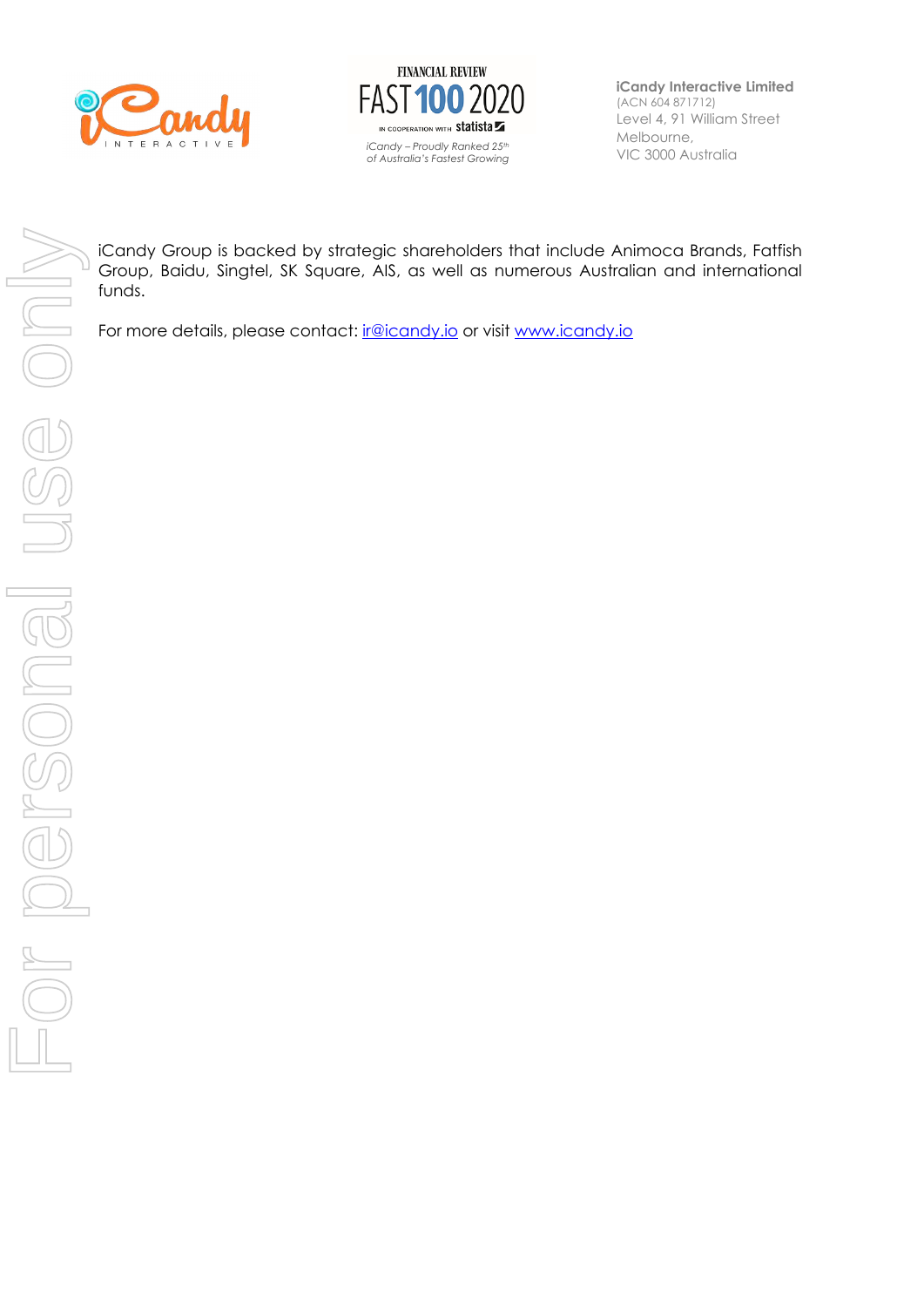iCandy Group is backed by strategic shareholders that include Animoca Brands, Fatfish Group, Baidu, Singtel, SK Square, AIS, as well as numerous Australian and international funds.

For more details, please contact: ir@icandy.io or visit www.icandy.io